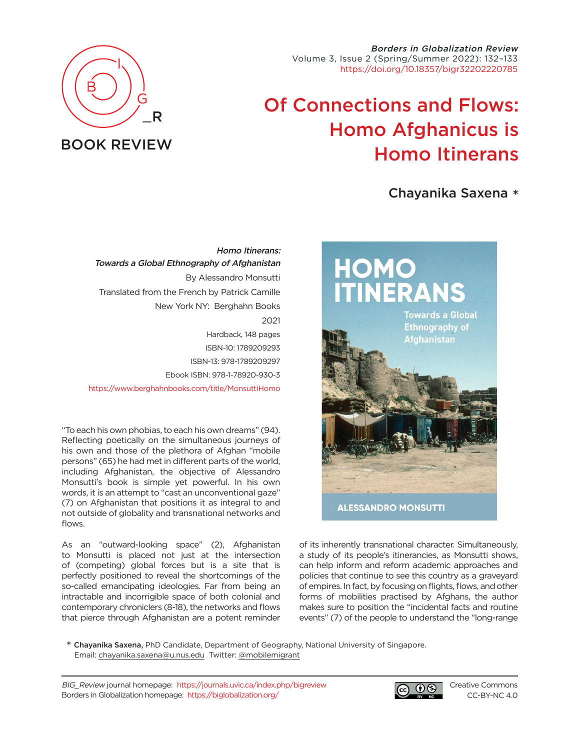BOOK REVIEW

# Of Connections and Flows: Homo Afghanicus is Homo Itinerans

**Chayanika Saxena** *

*Homo Itinerans: Towards a Global Ethnography of Afghanistan*
By Alessandro Monsutti
Translated from the French by Patrick Camille
New York NY: Berghahn Books
2021
Hardback, 148 pages
ISBN-10: 1789209293
ISBN-13: 978-1789209297
Ebook ISBN: 978-1-78920-930-3
https://www.berghahnbooks.com/title/MonsuttiHomo

"To each his own phobias, to each his own dreams" (94). Reflecting poetically on the simultaneous journeys of his own and those of the plethora of Afghan "mobile persons" (65) he had met in different parts of the world, including Afghanistan, the objective of Alessandro Monsutti's book is simple yet powerful. In his own words, it is an attempt to "cast an unconventional gaze" (7) on Afghanistan that positions it as integral to and not outside of globality and transnational networks and flows.

As an "outward-looking space" (2), Afghanistan to Monsutti is placed not just at the intersection of (competing) global forces but is a site that is perfectly positioned to reveal the shortcomings of the so-called emancipating ideologies. Far from being an intractable and incorrigible space of both colonial and contemporary chroniclers (8-18), the networks and flows that pierce through Afghanistan are a potent reminder of its inherently transnational character. Simultaneously, a study of its people's itinerancies, as Monsutti shows, can help inform and reform academic approaches and policies that continue to see this country as a graveyard of empires. In fact, by focusing on flights, flows, and other forms of mobilities practised by Afghans, the author makes sure to position the "incidental facts and routine events" (7) of the people to understand the "long-range

\* **Chayanika Saxena,** PhD Candidate, Department of Geography, National University of Singapore. Email: chayanika.saxena@u.nus.edu Twitter: @mobilemigrant

*BIG_Review* journal homepage: https://journals.uvic.ca/index.php/bigreview
Borders in Globalization homepage: https://biglobalization.org/

Creative Commons CC-BY-NC 4.0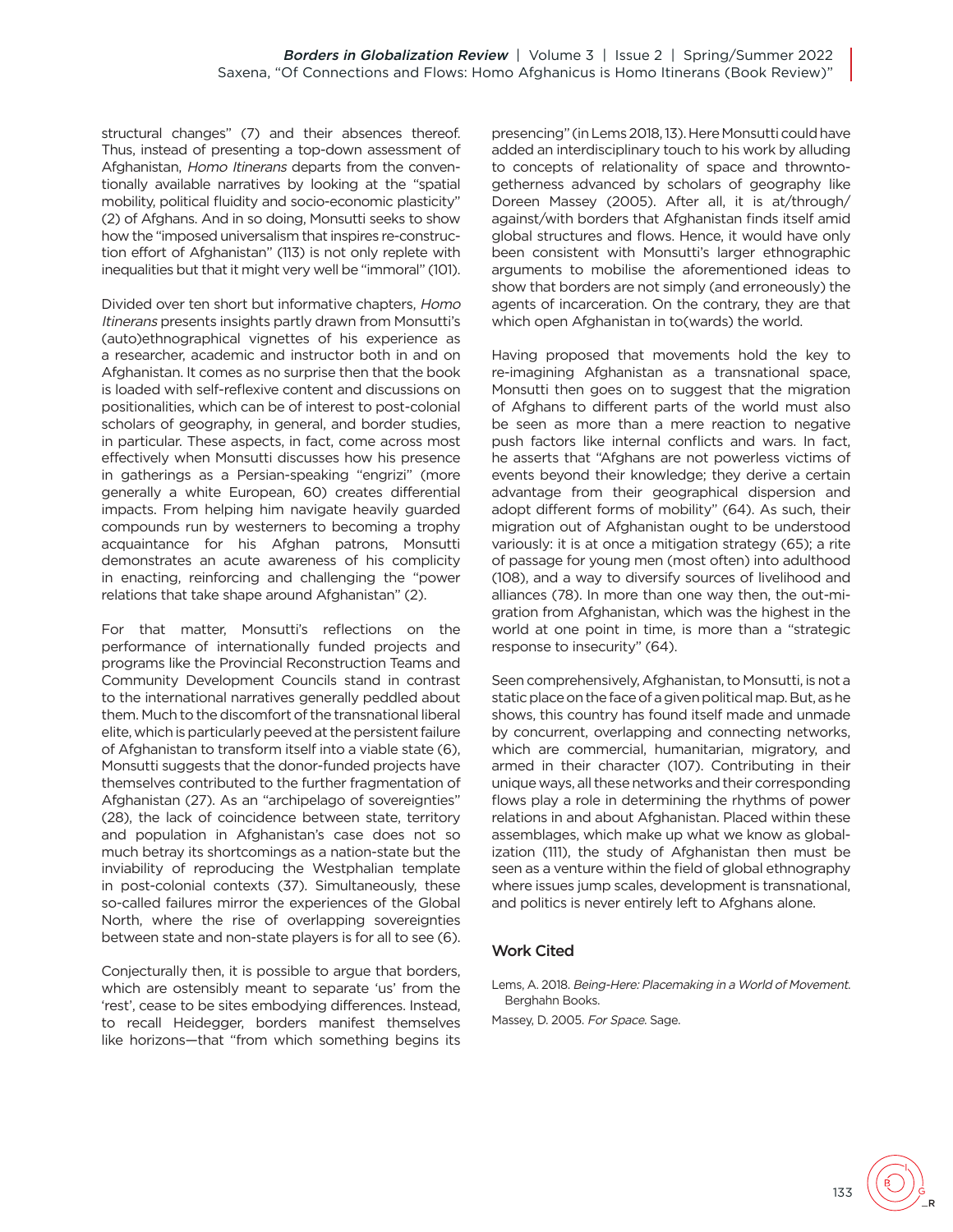structural changes" (7) and their absences thereof. Thus, instead of presenting a top-down assessment of Afghanistan, *Homo Itinerans* departs from the conventionally available narratives by looking at the "spatial mobility, political fluidity and socio-economic plasticity" (2) of Afghans. And in so doing, Monsutti seeks to show how the "imposed universalism that inspires re-construction effort of Afghanistan" (113) is not only replete with inequalities but that it might very well be "immoral" (101).

Divided over ten short but informative chapters, *Homo Itinerans* presents insights partly drawn from Monsutti's (auto)ethnographical vignettes of his experience as a researcher, academic and instructor both in and on Afghanistan. It comes as no surprise then that the book is loaded with self-reflexive content and discussions on positionalities, which can be of interest to post-colonial scholars of geography, in general, and border studies, in particular. These aspects, in fact, come across most effectively when Monsutti discusses how his presence in gatherings as a Persian-speaking "engrizi" (more generally a white European, 60) creates differential impacts. From helping him navigate heavily guarded compounds run by westerners to becoming a trophy acquaintance for his Afghan patrons, Monsutti demonstrates an acute awareness of his complicity in enacting, reinforcing and challenging the "power relations that take shape around Afghanistan" (2).

For that matter, Monsutti's reflections on the performance of internationally funded projects and programs like the Provincial Reconstruction Teams and Community Development Councils stand in contrast to the international narratives generally peddled about them. Much to the discomfort of the transnational liberal elite, which is particularly peeved at the persistent failure of Afghanistan to transform itself into a viable state (6), Monsutti suggests that the donor-funded projects have themselves contributed to the further fragmentation of Afghanistan (27). As an "archipelago of sovereignties" (28), the lack of coincidence between state, territory and population in Afghanistan's case does not so much betray its shortcomings as a nation-state but the inviability of reproducing the Westphalian template in post-colonial contexts (37). Simultaneously, these so-called failures mirror the experiences of the Global North, where the rise of overlapping sovereignties between state and non-state players is for all to see (6).

Conjecturally then, it is possible to argue that borders, which are ostensibly meant to separate 'us' from the 'rest', cease to be sites embodying differences. Instead, to recall Heidegger, borders manifest themselves like horizons—that "from which something begins its presencing" (in Lems 2018, 13). Here Monsutti could have added an interdisciplinary touch to his work by alluding to concepts of relationality of space and throwntogetherness advanced by scholars of geography like Doreen Massey (2005). After all, it is at/through/against/with borders that Afghanistan finds itself amid global structures and flows. Hence, it would have only been consistent with Monsutti's larger ethnographic arguments to mobilise the aforementioned ideas to show that borders are not simply (and erroneously) the agents of incarceration. On the contrary, they are that which open Afghanistan in to(wards) the world.

Having proposed that movements hold the key to re-imagining Afghanistan as a transnational space, Monsutti then goes on to suggest that the migration of Afghans to different parts of the world must also be seen as more than a mere reaction to negative push factors like internal conflicts and wars. In fact, he asserts that "Afghans are not powerless victims of events beyond their knowledge; they derive a certain advantage from their geographical dispersion and adopt different forms of mobility" (64). As such, their migration out of Afghanistan ought to be understood variously: it is at once a mitigation strategy (65); a rite of passage for young men (most often) into adulthood (108), and a way to diversify sources of livelihood and alliances (78). In more than one way then, the out-migration from Afghanistan, which was the highest in the world at one point in time, is more than a "strategic response to insecurity" (64).

Seen comprehensively, Afghanistan, to Monsutti, is not a static place on the face of a given political map. But, as he shows, this country has found itself made and unmade by concurrent, overlapping and connecting networks, which are commercial, humanitarian, migratory, and armed in their character (107). Contributing in their unique ways, all these networks and their corresponding flows play a role in determining the rhythms of power relations in and about Afghanistan. Placed within these assemblages, which make up what we know as globalization (111), the study of Afghanistan then must be seen as a venture within the field of global ethnography where issues jump scales, development is transnational, and politics is never entirely left to Afghans alone.

## Work Cited

Lems, A. 2018. *Being-Here: Placemaking in a World of Movement.* Berghahn Books.

Massey, D. 2005. *For Space.* Sage.